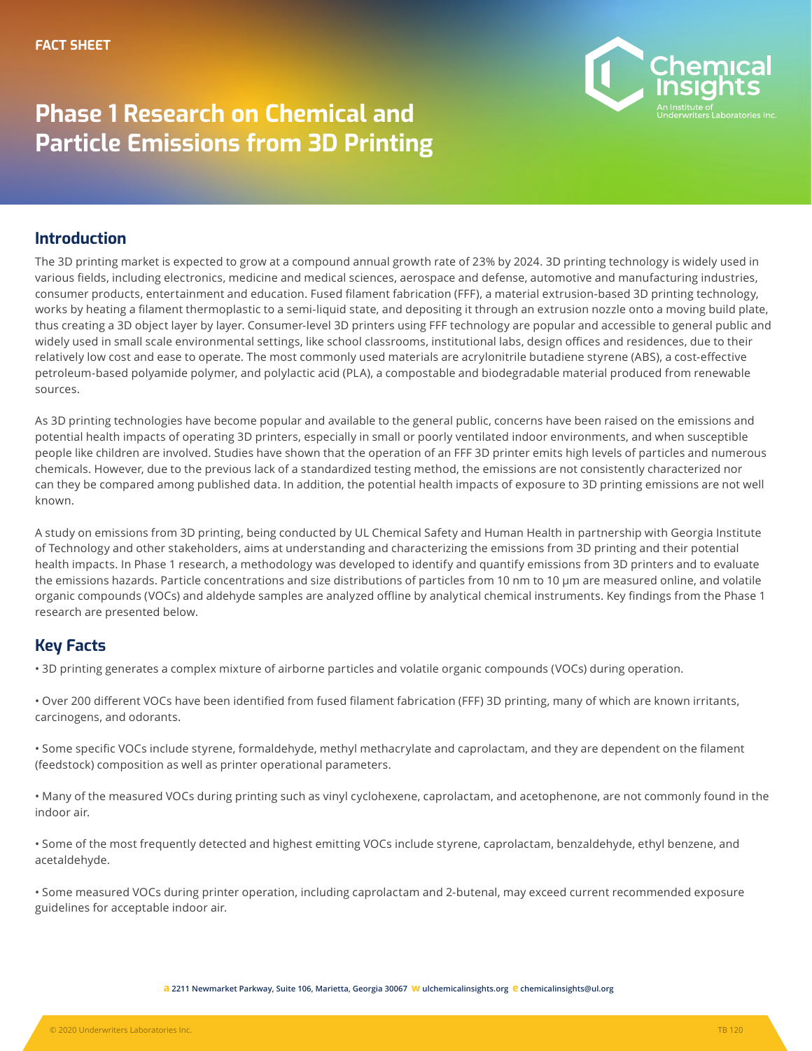FACT SHEET

# Phase 1 Research on Chemical and Particle Emissions from 3D Printing

## Introduction

The 3D printing market is expected to grow at a compound annual growth rate of 23% by 2024. 3D printing technology is widely used in various fields, including electronics, medicine and medical sciences, aerospace and defense, automotive and manufacturing industries, consumer products, entertainment and education. Fused filament fabrication (FFF), a material extrusion-based 3D printing technology, works by heating a filament thermoplastic to a semi-liquid state, and depositing it through an extrusion nozzle onto a moving build plate, thus creating a 3D object layer by layer. Consumer-level 3D printers using FFF technology are popular and accessible to general public and widely used in small scale environmental settings, like school classrooms, institutional labs, design offices and residences, due to their relatively low cost and ease to operate. The most commonly used materials are acrylonitrile butadiene styrene (ABS), a cost-effective petroleum-based polyamide polymer, and polylactic acid (PLA), a compostable and biodegradable material produced from renewable sources.

As 3D printing technologies have become popular and available to the general public, concerns have been raised on the emissions and potential health impacts of operating 3D printers, especially in small or poorly ventilated indoor environments, and when susceptible people like children are involved. Studies have shown that the operation of an FFF 3D printer emits high levels of particles and numerous chemicals. However, due to the previous lack of a standardized testing method, the emissions are not consistently characterized nor can they be compared among published data. In addition, the potential health impacts of exposure to 3D printing emissions are not well known.

A study on emissions from 3D printing, being conducted by UL Chemical Safety and Human Health in partnership with Georgia Institute of Technology and other stakeholders, aims at understanding and characterizing the emissions from 3D printing and their potential health impacts. In Phase 1 research, a methodology was developed to identify and quantify emissions from 3D printers and to evaluate the emissions hazards. Particle concentrations and size distributions of particles from 10 nm to 10 µm are measured online, and volatile organic compounds (VOCs) and aldehyde samples are analyzed offline by analytical chemical instruments. Key findings from the Phase 1 research are presented below.

## Key Facts

- 3D printing generates a complex mixture of airborne particles and volatile organic compounds (VOCs) during operation.
- Over 200 different VOCs have been identified from fused filament fabrication (FFF) 3D printing, many of which are known irritants, carcinogens, and odorants.
- Some specific VOCs include styrene, formaldehyde, methyl methacrylate and caprolactam, and they are dependent on the filament (feedstock) composition as well as printer operational parameters.
- Many of the measured VOCs during printing such as vinyl cyclohexene, caprolactam, and acetophenone, are not commonly found in the indoor air.
- Some of the most frequently detected and highest emitting VOCs include styrene, caprolactam, benzaldehyde, ethyl benzene, and acetaldehyde.
- Some measured VOCs during printer operation, including caprolactam and 2-butenal, may exceed current recommended exposure guidelines for acceptable indoor air.

a 2211 Newmarket Parkway, Suite 106, Marietta, Georgia 30067 w ulchemicalinsights.org e chemicalinsights@ul.org

© 2020 Underwriters Laboratories Inc. TB 120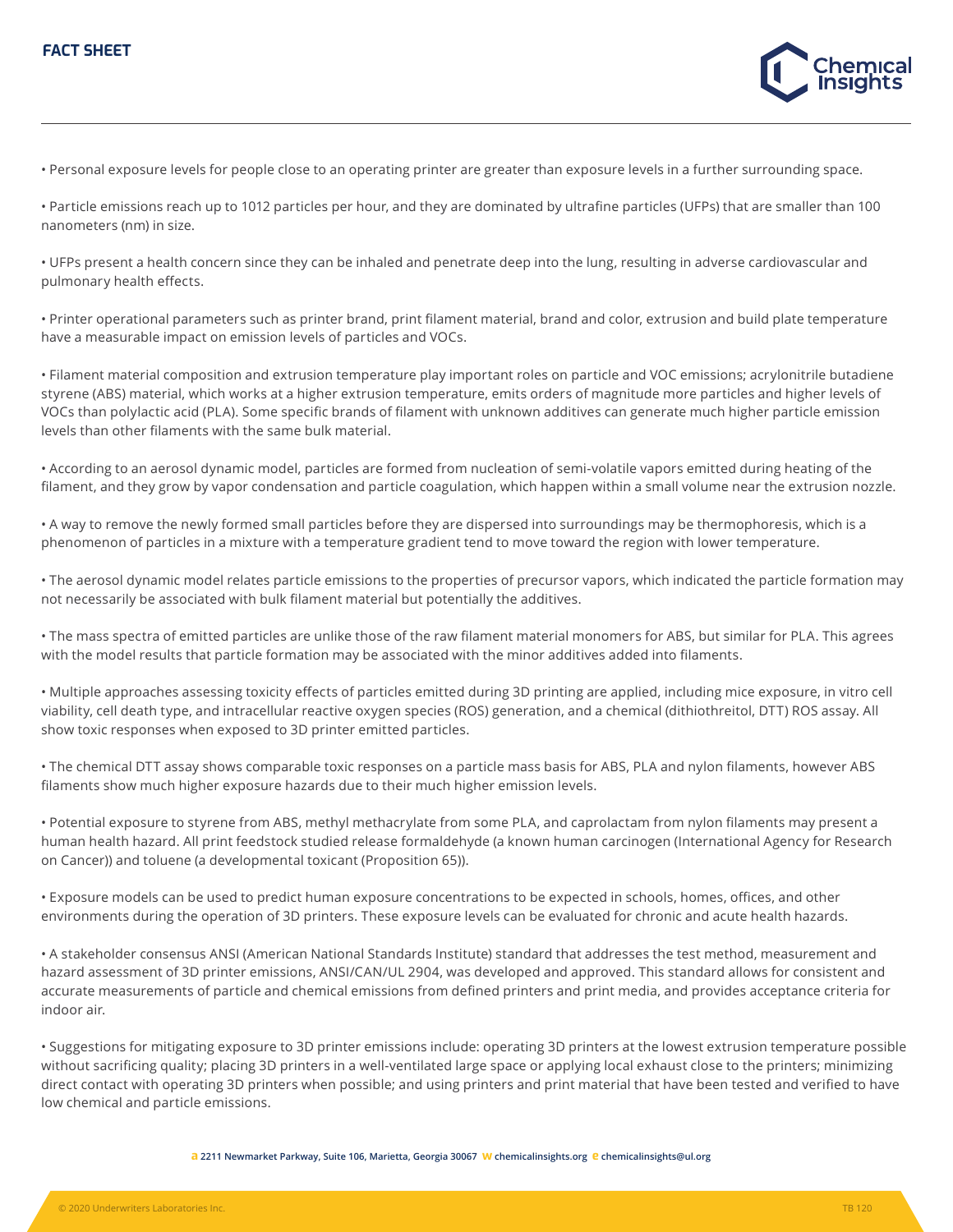- Personal exposure levels for people close to an operating printer are greater than exposure levels in a further surrounding space.
- Particle emissions reach up to 1012 particles per hour, and they are dominated by ultrafine particles (UFPs) that are smaller than 100 nanometers (nm) in size.
- UFPs present a health concern since they can be inhaled and penetrate deep into the lung, resulting in adverse cardiovascular and pulmonary health effects.
- Printer operational parameters such as printer brand, print filament material, brand and color, extrusion and build plate temperature have a measurable impact on emission levels of particles and VOCs.
- Filament material composition and extrusion temperature play important roles on particle and VOC emissions; acrylonitrile butadiene styrene (ABS) material, which works at a higher extrusion temperature, emits orders of magnitude more particles and higher levels of VOCs than polylactic acid (PLA). Some specific brands of filament with unknown additives can generate much higher particle emission levels than other filaments with the same bulk material.
- According to an aerosol dynamic model, particles are formed from nucleation of semi-volatile vapors emitted during heating of the filament, and they grow by vapor condensation and particle coagulation, which happen within a small volume near the extrusion nozzle.
- A way to remove the newly formed small particles before they are dispersed into surroundings may be thermophoresis, which is a phenomenon of particles in a mixture with a temperature gradient tend to move toward the region with lower temperature.
- The aerosol dynamic model relates particle emissions to the properties of precursor vapors, which indicated the particle formation may not necessarily be associated with bulk filament material but potentially the additives.
- The mass spectra of emitted particles are unlike those of the raw filament material monomers for ABS, but similar for PLA. This agrees with the model results that particle formation may be associated with the minor additives added into filaments.
- Multiple approaches assessing toxicity effects of particles emitted during 3D printing are applied, including mice exposure, in vitro cell viability, cell death type, and intracellular reactive oxygen species (ROS) generation, and a chemical (dithiothreitol, DTT) ROS assay. All show toxic responses when exposed to 3D printer emitted particles.
- The chemical DTT assay shows comparable toxic responses on a particle mass basis for ABS, PLA and nylon filaments, however ABS filaments show much higher exposure hazards due to their much higher emission levels.
- Potential exposure to styrene from ABS, methyl methacrylate from some PLA, and caprolactam from nylon filaments may present a human health hazard. All print feedstock studied release formaldehyde (a known human carcinogen (International Agency for Research on Cancer)) and toluene (a developmental toxicant (Proposition 65)).
- Exposure models can be used to predict human exposure concentrations to be expected in schools, homes, offices, and other environments during the operation of 3D printers. These exposure levels can be evaluated for chronic and acute health hazards.
- A stakeholder consensus ANSI (American National Standards Institute) standard that addresses the test method, measurement and hazard assessment of 3D printer emissions, ANSI/CAN/UL 2904, was developed and approved. This standard allows for consistent and accurate measurements of particle and chemical emissions from defined printers and print media, and provides acceptance criteria for indoor air.
- Suggestions for mitigating exposure to 3D printer emissions include: operating 3D printers at the lowest extrusion temperature possible without sacrificing quality; placing 3D printers in a well-ventilated large space or applying local exhaust close to the printers; minimizing direct contact with operating 3D printers when possible; and using printers and print material that have been tested and verified to have low chemical and particle emissions.